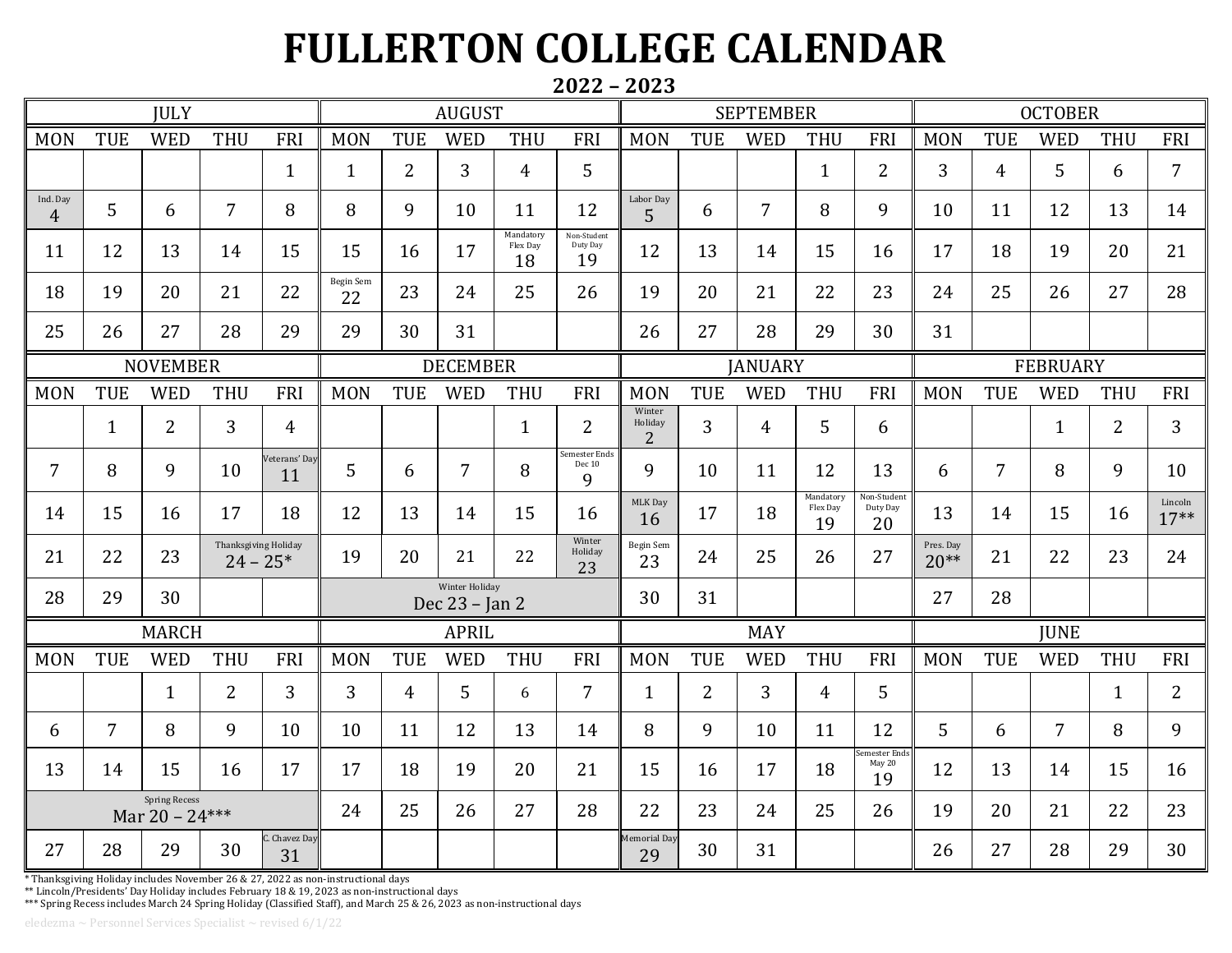# FULLERTON COLLEGE CALENDAR

## 2022 – 2023

### JULY

| MON | TUE | WED | THU | FRI |
|---|---|---|---|---|
| | | | | 1 |
| Ind. Day 4 | 5 | 6 | 7 | 8 |
| 11 | 12 | 13 | 14 | 15 |
| 18 | 19 | 20 | 21 | 22 |
| 25 | 26 | 27 | 28 | 29 |

### AUGUST

| MON | TUE | WED | THU | FRI |
|---|---|---|---|---|
| 1 | 2 | 3 | 4 | 5 |
| 8 | 9 | 10 | 11 | 12 |
| 15 | 16 | 17 | Mandatory Flex Day 18 | Non-Student Duty Day 19 |
| Begin Sem 22 | 23 | 24 | 25 | 26 |
| 29 | 30 | 31 | | |

### SEPTEMBER

| MON | TUE | WED | THU | FRI |
|---|---|---|---|---|
| | | | 1 | 2 |
| Labor Day 5 | 6 | 7 | 8 | 9 |
| 12 | 13 | 14 | 15 | 16 |
| 19 | 20 | 21 | 22 | 23 |
| 26 | 27 | 28 | 29 | 30 |

### OCTOBER

| MON | TUE | WED | THU | FRI |
|---|---|---|---|---|
| 3 | 4 | 5 | 6 | 7 |
| 10 | 11 | 12 | 13 | 14 |
| 17 | 18 | 19 | 20 | 21 |
| 24 | 25 | 26 | 27 | 28 |
| 31 | | | | |

### NOVEMBER

| MON | TUE | WED | THU | FRI |
|---|---|---|---|---|
| | 1 | 2 | 3 | 4 |
| 7 | 8 | 9 | 10 | Veterans' Day 11 |
| 14 | 15 | 16 | 17 | 18 |
| 21 | 22 | 23 | Thanksgiving Holiday 24 – 25* | |
| 28 | 29 | 30 | | |

### DECEMBER

| MON | TUE | WED | THU | FRI |
|---|---|---|---|---|
| | | | 1 | 2 |
| 5 | 6 | 7 | 8 | Semester Ends Dec 10 9 |
| 12 | 13 | 14 | 15 | 16 |
| 19 | 20 | 21 | 22 | Winter Holiday 23 |
| Winter Holiday Dec 23 – Jan 2 | | | | |

### JANUARY

| MON | TUE | WED | THU | FRI |
|---|---|---|---|---|
| Winter Holiday 2 | 3 | 4 | 5 | 6 |
| 9 | 10 | 11 | 12 | 13 |
| MLK Day 16 | 17 | 18 | Mandatory Flex Day 19 | Non-Student Duty Day 20 |
| Begin Sem 23 | 24 | 25 | 26 | 27 |
| 30 | 31 | | | |

### FEBRUARY

| MON | TUE | WED | THU | FRI |
|---|---|---|---|---|
| | | 1 | 2 | 3 |
| 6 | 7 | 8 | 9 | 10 |
| 13 | 14 | 15 | 16 | Lincoln 17** |
| Pres. Day 20** | 21 | 22 | 23 | 24 |
| 27 | 28 | | | |

### MARCH

| MON | TUE | WED | THU | FRI |
|---|---|---|---|---|
| | | 1 | 2 | 3 |
| 6 | 7 | 8 | 9 | 10 |
| 13 | 14 | 15 | 16 | 17 |
| Spring Recess Mar 20 – 24*** | | | | |
| 27 | 28 | 29 | 30 | C. Chavez Day 31 |

### APRIL

| MON | TUE | WED | THU | FRI |
|---|---|---|---|---|
| 3 | 4 | 5 | 6 | 7 |
| 10 | 11 | 12 | 13 | 14 |
| 17 | 18 | 19 | 20 | 21 |
| 24 | 25 | 26 | 27 | 28 |

### MAY

| MON | TUE | WED | THU | FRI |
|---|---|---|---|---|
| 1 | 2 | 3 | 4 | 5 |
| 8 | 9 | 10 | 11 | 12 |
| 15 | 16 | 17 | 18 | Semester Ends May 20 19 |
| 22 | 23 | 24 | 25 | 26 |
| Memorial Day 29 | 30 | 31 | | |

### JUNE

| MON | TUE | WED | THU | FRI |
|---|---|---|---|---|
| | | | 1 | 2 |
| 5 | 6 | 7 | 8 | 9 |
| 12 | 13 | 14 | 15 | 16 |
| 19 | 20 | 21 | 22 | 23 |
| 26 | 27 | 28 | 29 | 30 |

* Thanksgiving Holiday includes November 26 & 27, 2022 as non-instructional days
** Lincoln/Presidents' Day Holiday includes February 18 & 19, 2023 as non-instructional days
*** Spring Recess includes March 24 Spring Holiday (Classified Staff), and March 25 & 26, 2023 as non-instructional days

eledezma ~ Personnel Services Specialist ~ revised 6/1/22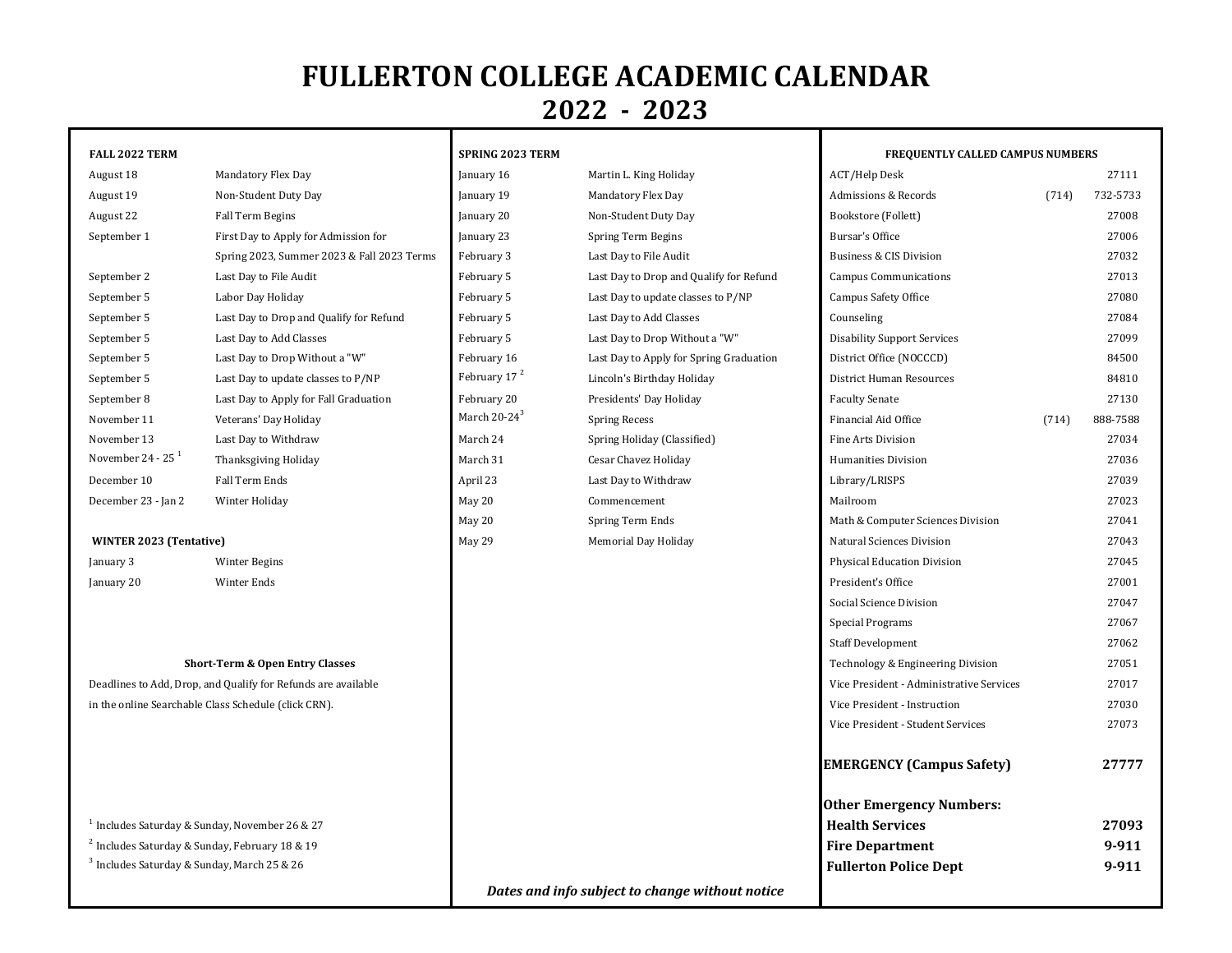# FULLERTON COLLEGE ACADEMIC CALENDAR
## 2022 - 2023

### FALL 2022 TERM

| | |
|---|---|
| August 18 | Mandatory Flex Day |
| August 19 | Non-Student Duty Day |
| August 22 | Fall Term Begins |
| September 1 | First Day to Apply for Admission for Spring 2023, Summer 2023 & Fall 2023 Terms |
| September 2 | Last Day to File Audit |
| September 5 | Labor Day Holiday |
| September 5 | Last Day to Drop and Qualify for Refund |
| September 5 | Last Day to Add Classes |
| September 5 | Last Day to Drop Without a "W" |
| September 5 | Last Day to update classes to P/NP |
| September 8 | Last Day to Apply for Fall Graduation |
| November 11 | Veterans' Day Holiday |
| November 13 | Last Day to Withdraw |
| November 24 - 25 [1] | Thanksgiving Holiday |
| December 10 | Fall Term Ends |
| December 23 - Jan 2 | Winter Holiday |

### WINTER 2023 (Tentative)

| | |
|---|---|
| January 3 | Winter Begins |
| January 20 | Winter Ends |

**Short-Term & Open Entry Classes**

Deadlines to Add, Drop, and Qualify for Refunds are available in the online Searchable Class Schedule (click CRN).

[1] Includes Saturday & Sunday, November 26 & 27

[2] Includes Saturday & Sunday, February 18 & 19

[3] Includes Saturday & Sunday, March 25 & 26

### SPRING 2023 TERM

| | |
|---|---|
| January 16 | Martin L. King Holiday |
| January 19 | Mandatory Flex Day |
| January 20 | Non-Student Duty Day |
| January 23 | Spring Term Begins |
| February 3 | Last Day to File Audit |
| February 5 | Last Day to Drop and Qualify for Refund |
| February 5 | Last Day to update classes to P/NP |
| February 5 | Last Day to Add Classes |
| February 5 | Last Day to Drop Without a "W" |
| February 16 | Last Day to Apply for Spring Graduation |
| February 17 [2] | Lincoln's Birthday Holiday |
| February 20 | Presidents' Day Holiday |
| March 20-24 [3] | Spring Recess |
| March 24 | Spring Holiday (Classified) |
| March 31 | Cesar Chavez Holiday |
| April 23 | Last Day to Withdraw |
| May 20 | Commencement |
| May 20 | Spring Term Ends |
| May 29 | Memorial Day Holiday |

***Dates and info subject to change without notice***

### FREQUENTLY CALLED CAMPUS NUMBERS

| | | |
|---|---|---|
| ACT/Help Desk | | 27111 |
| Admissions & Records | (714) | 732-5733 |
| Bookstore (Follett) | | 27008 |
| Bursar's Office | | 27006 |
| Business & CIS Division | | 27032 |
| Campus Communications | | 27013 |
| Campus Safety Office | | 27080 |
| Counseling | | 27084 |
| Disability Support Services | | 27099 |
| District Office (NOCCCD) | | 84500 |
| District Human Resources | | 84810 |
| Faculty Senate | | 27130 |
| Financial Aid Office | (714) | 888-7588 |
| Fine Arts Division | | 27034 |
| Humanities Division | | 27036 |
| Library/LRISPS | | 27039 |
| Mailroom | | 27023 |
| Math & Computer Sciences Division | | 27041 |
| Natural Sciences Division | | 27043 |
| Physical Education Division | | 27045 |
| President's Office | | 27001 |
| Social Science Division | | 27047 |
| Special Programs | | 27067 |
| Staff Development | | 27062 |
| Technology & Engineering Division | | 27051 |
| Vice President - Administrative Services | | 27017 |
| Vice President - Instruction | | 27030 |
| Vice President - Student Services | | 27073 |

**EMERGENCY (Campus Safety)** **27777**

**Other Emergency Numbers:**

| | |
|---|---|
| **Health Services** | **27093** |
| **Fire Department** | **9-911** |
| **Fullerton Police Dept** | **9-911** |